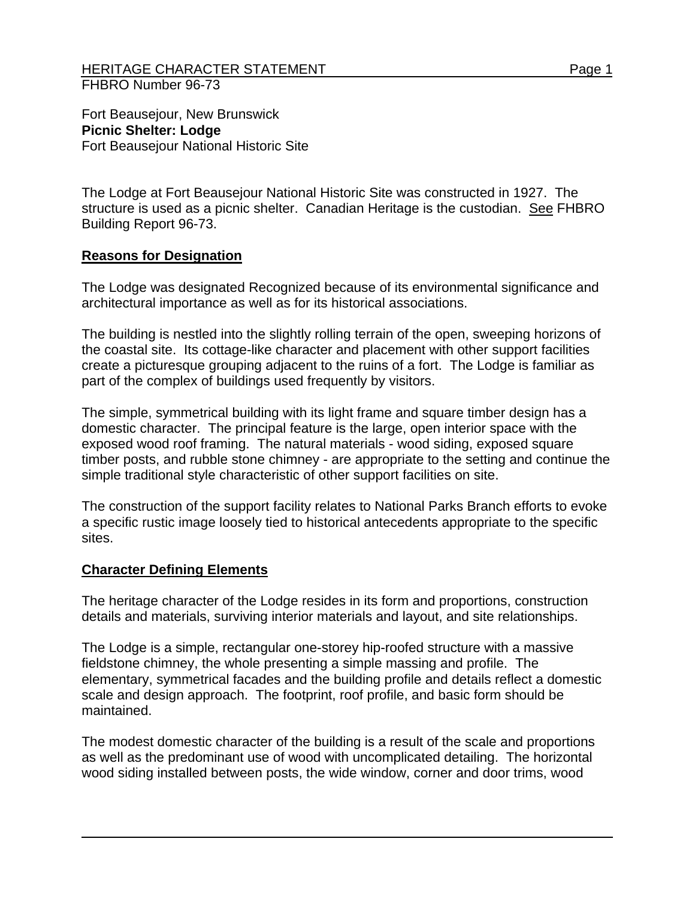FHBRO Number 96-73

Fort Beausejour, New Brunswick
**Picnic Shelter: Lodge**
Fort Beausejour National Historic Site

The Lodge at Fort Beausejour National Historic Site was constructed in 1927. The structure is used as a picnic shelter. Canadian Heritage is the custodian. See FHBRO Building Report 96-73.

## Reasons for Designation

The Lodge was designated Recognized because of its environmental significance and architectural importance as well as for its historical associations.

The building is nestled into the slightly rolling terrain of the open, sweeping horizons of the coastal site. Its cottage-like character and placement with other support facilities create a picturesque grouping adjacent to the ruins of a fort. The Lodge is familiar as part of the complex of buildings used frequently by visitors.

The simple, symmetrical building with its light frame and square timber design has a domestic character. The principal feature is the large, open interior space with the exposed wood roof framing. The natural materials - wood siding, exposed square timber posts, and rubble stone chimney - are appropriate to the setting and continue the simple traditional style characteristic of other support facilities on site.

The construction of the support facility relates to National Parks Branch efforts to evoke a specific rustic image loosely tied to historical antecedents appropriate to the specific sites.

## Character Defining Elements

The heritage character of the Lodge resides in its form and proportions, construction details and materials, surviving interior materials and layout, and site relationships.

The Lodge is a simple, rectangular one-storey hip-roofed structure with a massive fieldstone chimney, the whole presenting a simple massing and profile. The elementary, symmetrical facades and the building profile and details reflect a domestic scale and design approach. The footprint, roof profile, and basic form should be maintained.

The modest domestic character of the building is a result of the scale and proportions as well as the predominant use of wood with uncomplicated detailing. The horizontal wood siding installed between posts, the wide window, corner and door trims, wood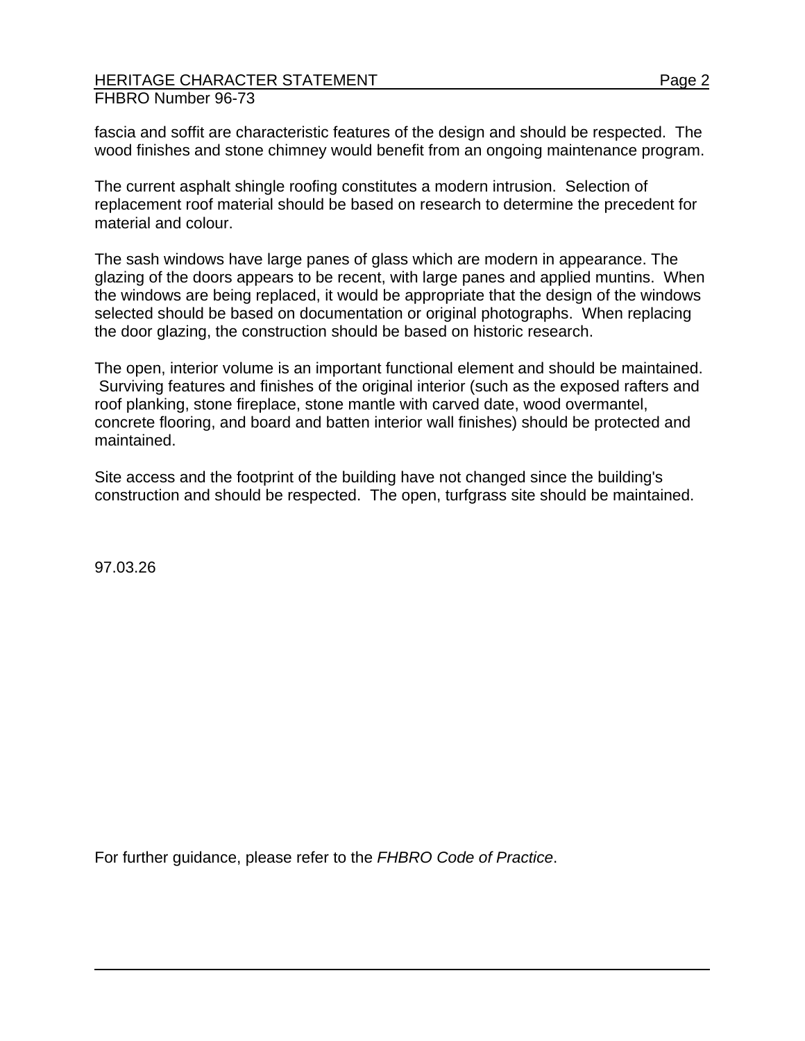fascia and soffit are characteristic features of the design and should be respected. The wood finishes and stone chimney would benefit from an ongoing maintenance program.

The current asphalt shingle roofing constitutes a modern intrusion. Selection of replacement roof material should be based on research to determine the precedent for material and colour.

The sash windows have large panes of glass which are modern in appearance. The glazing of the doors appears to be recent, with large panes and applied muntins. When the windows are being replaced, it would be appropriate that the design of the windows selected should be based on documentation or original photographs. When replacing the door glazing, the construction should be based on historic research.

The open, interior volume is an important functional element and should be maintained. Surviving features and finishes of the original interior (such as the exposed rafters and roof planking, stone fireplace, stone mantle with carved date, wood overmantel, concrete flooring, and board and batten interior wall finishes) should be protected and maintained.

Site access and the footprint of the building have not changed since the building's construction and should be respected. The open, turfgrass site should be maintained.

97.03.26

For further guidance, please refer to the *FHBRO Code of Practice*.